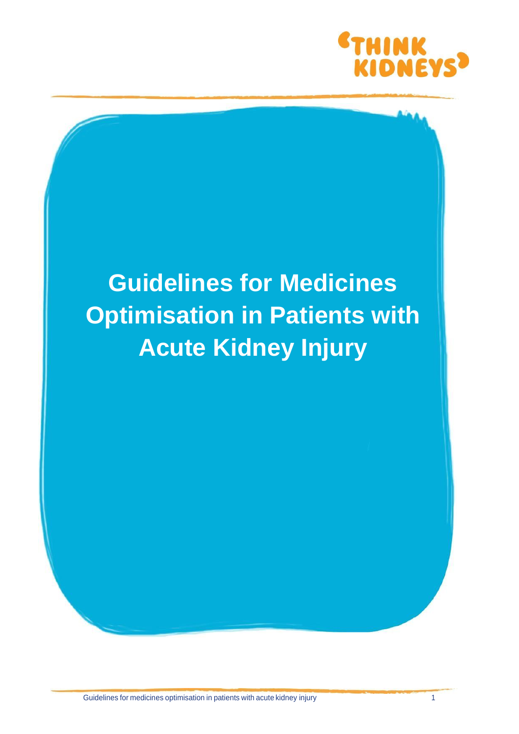'THINK KIDNEYS'

# Guidelines for Medicines Optimisation in Patients with Acute Kidney Injury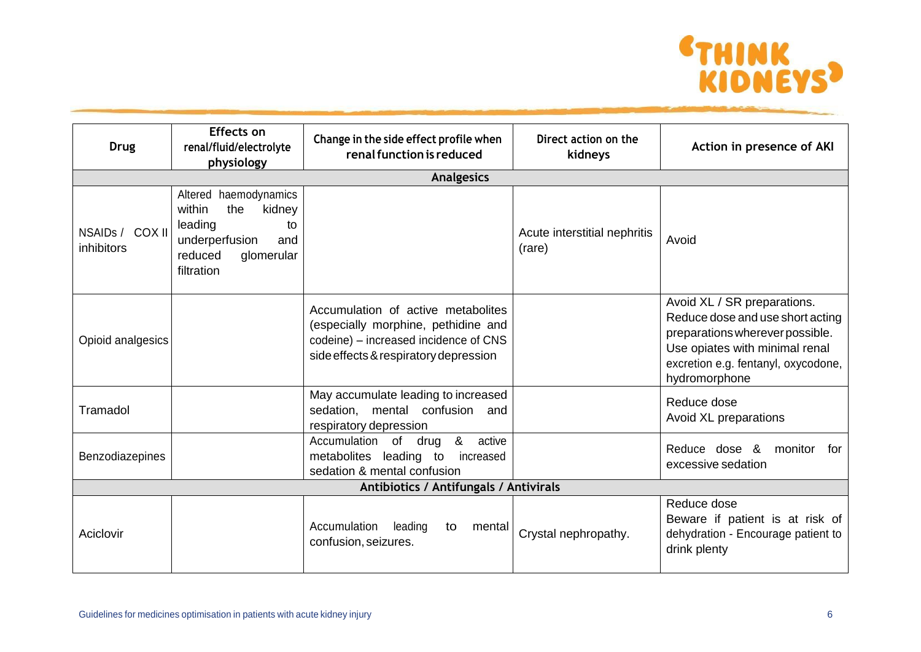| Drug | Effects on renal/fluid/electrolyte physiology | Change in the side effect profile when renal function is reduced | Direct action on the kidneys | Action in presence of AKI |
|---|---|---|---|---|
| **Analgesics** | | | | |
| NSAIDs / COX II inhibitors | Altered haemodynamics within the kidney leading to underperfusion and reduced glomerular filtration | | Acute interstitial nephritis (rare) | Avoid |
| Opioid analgesics | | Accumulation of active metabolites (especially morphine, pethidine and codeine) – increased incidence of CNS side effects & respiratory depression | | Avoid XL / SR preparations. Reduce dose and use short acting preparations wherever possible. Use opiates with minimal renal excretion e.g. fentanyl, oxycodone, hydromorphone |
| Tramadol | | May accumulate leading to increased sedation, mental confusion and respiratory depression | | Reduce dose<br>Avoid XL preparations |
| Benzodiazepines | | Accumulation of drug & active metabolites leading to increased sedation & mental confusion | | Reduce dose & monitor for excessive sedation |
| **Antibiotics / Antifungals / Antivirals** | | | | |
| Aciclovir | | Accumulation leading to mental confusion, seizures. | Crystal nephropathy. | Reduce dose<br>Beware if patient is at risk of dehydration - Encourage patient to drink plenty |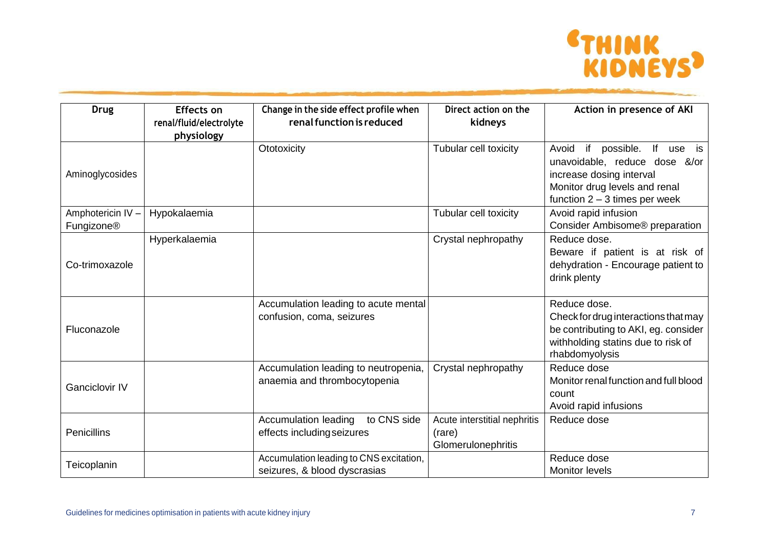| Drug | Effects on renal/fluid/electrolyte physiology | Change in the side effect profile when renal function is reduced | Direct action on the kidneys | Action in presence of AKI |
|---|---|---|---|---|
| Aminoglycosides | | Ototoxicity | Tubular cell toxicity | Avoid if possible. If use is unavoidable, reduce dose &/or increase dosing interval<br>Monitor drug levels and renal function 2 – 3 times per week |
| Amphotericin IV – Fungizone® | Hypokalaemia | | Tubular cell toxicity | Avoid rapid infusion<br>Consider Ambisome® preparation |
| Co-trimoxazole | Hyperkalaemia | | Crystal nephropathy | Reduce dose.<br>Beware if patient is at risk of dehydration - Encourage patient to drink plenty |
| Fluconazole | | Accumulation leading to acute mental confusion, coma, seizures | | Reduce dose.<br>Check for drug interactions that may be contributing to AKI, eg. consider withholding statins due to risk of rhabdomyolysis |
| Ganciclovir IV | | Accumulation leading to neutropenia, anaemia and thrombocytopenia | Crystal nephropathy | Reduce dose<br>Monitor renal function and full blood count<br>Avoid rapid infusions |
| Penicillins | | Accumulation leading to CNS side effects including seizures | Acute interstitial nephritis (rare)<br>Glomerulonephritis | Reduce dose |
| Teicoplanin | | Accumulation leading to CNS excitation, seizures, & blood dyscrasias | | Reduce dose<br>Monitor levels |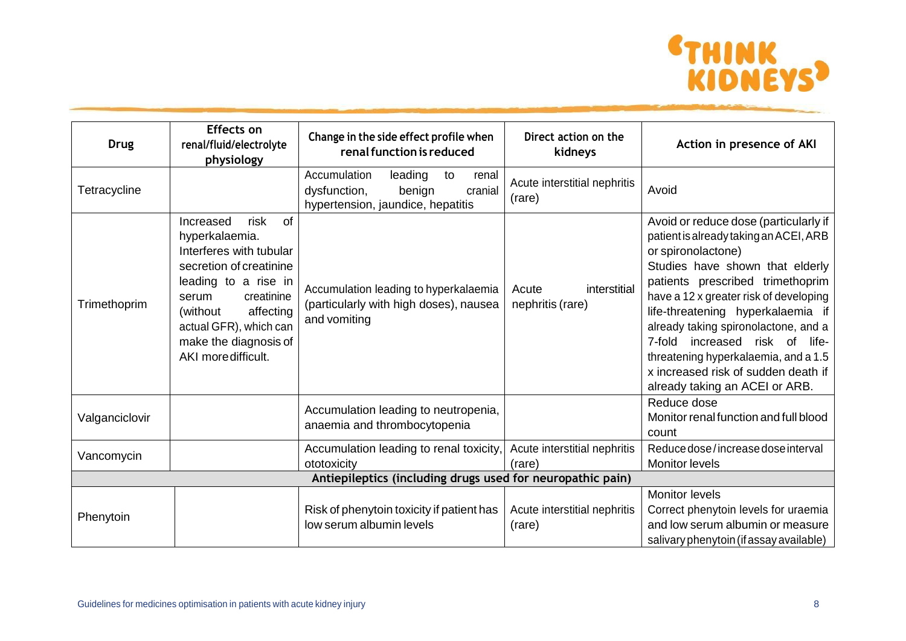| Drug | Effects on renal/fluid/electrolyte physiology | Change in the side effect profile when renal function is reduced | Direct action on the kidneys | Action in presence of AKI |
| --- | --- | --- | --- | --- |
| Tetracycline | | Accumulation leading to renal dysfunction, benign cranial hypertension, jaundice, hepatitis | Acute interstitial nephritis (rare) | Avoid |
| Trimethoprim | Increased risk of hyperkalaemia. Interferes with tubular secretion of creatinine leading to a rise in serum creatinine (without affecting actual GFR), which can make the diagnosis of AKI more difficult. | Accumulation leading to hyperkalaemia (particularly with high doses), nausea and vomiting | Acute interstitial nephritis (rare) | Avoid or reduce dose (particularly if patient is already taking an ACEI, ARB or spironolactone) Studies have shown that elderly patients prescribed trimethoprim have a 12 x greater risk of developing life-threatening hyperkalaemia if already taking spironolactone, and a 7-fold increased risk of life-threatening hyperkalaemia, and a 1.5 x increased risk of sudden death if already taking an ACEI or ARB. |
| Valganciclovir | | Accumulation leading to neutropenia, anaemia and thrombocytopenia | | Reduce dose<br>Monitor renal function and full blood count |
| Vancomycin | | Accumulation leading to renal toxicity, ototoxicity | Acute interstitial nephritis (rare) | Reduce dose / increase dose interval<br>Monitor levels |
| **Antiepileptics (including drugs used for neuropathic pain)** | | | | |
| Phenytoin | | Risk of phenytoin toxicity if patient has low serum albumin levels | Acute interstitial nephritis (rare) | Monitor levels<br>Correct phenytoin levels for uraemia and low serum albumin or measure salivary phenytoin (if assay available) |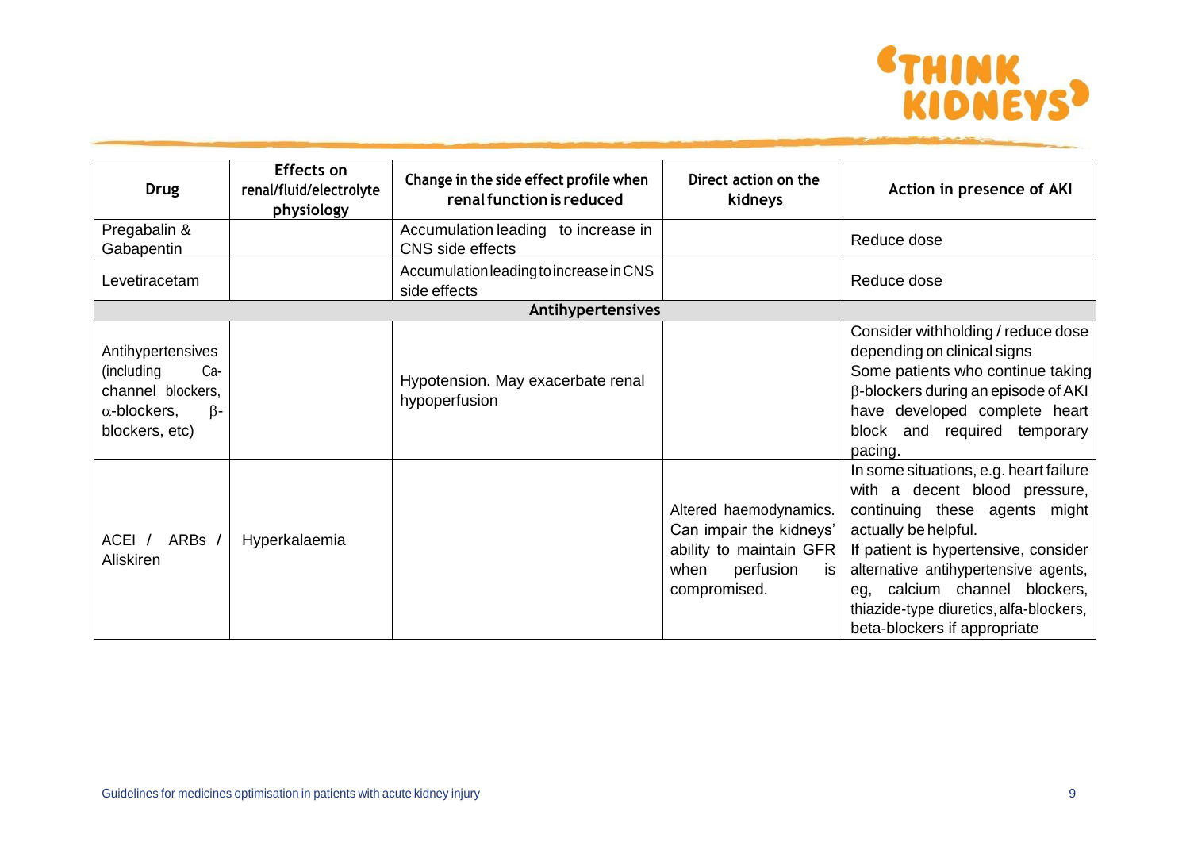| Drug | Effects on renal/fluid/electrolyte physiology | Change in the side effect profile when renal function is reduced | Direct action on the kidneys | Action in presence of AKI |
|---|---|---|---|---|
| Pregabalin & Gabapentin | | Accumulation leading to increase in CNS side effects | | Reduce dose |
| Levetiracetam | | Accumulation leading to increase in CNS side effects | | Reduce dose |
| **Antihypertensives** | | | | |
| Antihypertensives (including Ca-channel blockers, $\alpha$-blockers, $\beta$-blockers, etc) | | Hypotension. May exacerbate renal hypoperfusion | | Consider withholding / reduce dose depending on clinical signs<br>Some patients who continue taking $\beta$-blockers during an episode of AKI have developed complete heart block and required temporary pacing. |
| ACEI / ARBs / Aliskiren | Hyperkalaemia | | Altered haemodynamics. Can impair the kidneys' ability to maintain GFR when perfusion is compromised. | In some situations, e.g. heart failure with a decent blood pressure, continuing these agents might actually be helpful.<br>If patient is hypertensive, consider alternative antihypertensive agents, eg, calcium channel blockers, thiazide-type diuretics, alfa-blockers, beta-blockers if appropriate |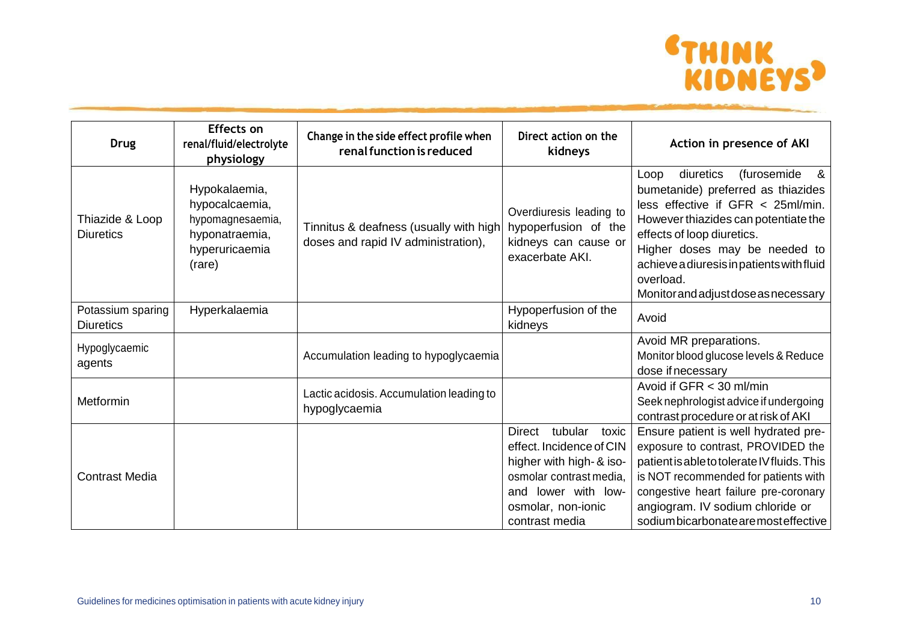| Drug | Effects on renal/fluid/electrolyte physiology | Change in the side effect profile when renal function is reduced | Direct action on the kidneys | Action in presence of AKI |
|---|---|---|---|---|
| Thiazide & Loop Diuretics | Hypokalaemia, hypocalcaemia, hypomagnesaemia, hyponatraemia, hyperuricaemia (rare) | Tinnitus & deafness (usually with high doses and rapid IV administration), | Overdiuresis leading to hypoperfusion of the kidneys can cause or exacerbate AKI. | Loop diuretics (furosemide & bumetanide) preferred as thiazides less effective if GFR < 25ml/min. However thiazides can potentiate the effects of loop diuretics. Higher doses may be needed to achieve a diuresis in patients with fluid overload. Monitor and adjust dose as necessary |
| Potassium sparing Diuretics | Hyperkalaemia | | Hypoperfusion of the kidneys | Avoid |
| Hypoglycaemic agents | | Accumulation leading to hypoglycaemia | | Avoid MR preparations. Monitor blood glucose levels & Reduce dose if necessary |
| Metformin | | Lactic acidosis. Accumulation leading to hypoglycaemia | | Avoid if GFR < 30 ml/min Seek nephrologist advice if undergoing contrast procedure or at risk of AKI |
| Contrast Media | | | Direct tubular toxic effect. Incidence of CIN higher with high- & iso-osmolar contrast media, and lower with low-osmolar, non-ionic contrast media | Ensure patient is well hydrated pre-exposure to contrast, PROVIDED the patient is able to tolerate IV fluids. This is NOT recommended for patients with congestive heart failure pre-coronary angiogram. IV sodium chloride or sodium bicarbonate are most effective |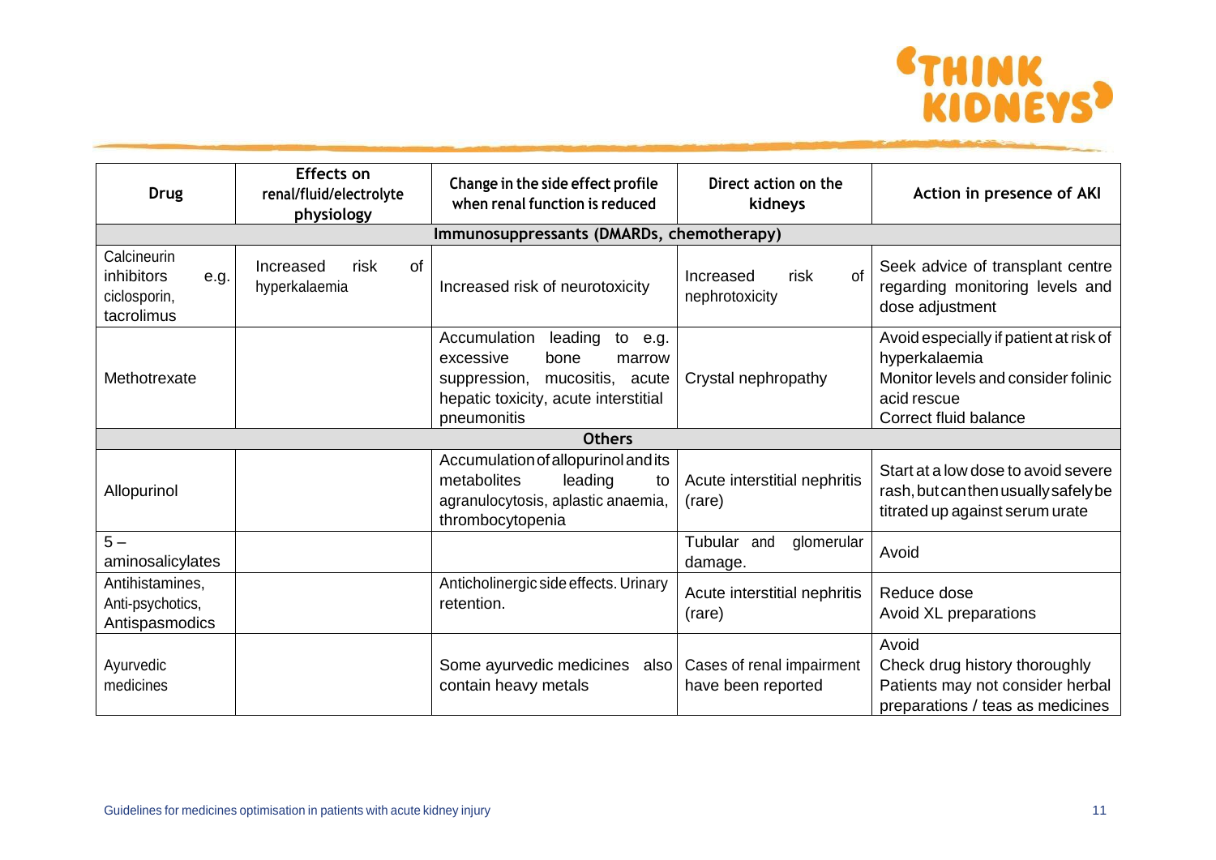| Drug | Effects on renal/fluid/electrolyte physiology | Change in the side effect profile when renal function is reduced | Direct action on the kidneys | Action in presence of AKI |
|---|---|---|---|---|
| **Immunosuppressants (DMARDs, chemotherapy)** | | | | |
| Calcineurin inhibitors e.g. ciclosporin, tacrolimus | Increased risk of hyperkalaemia | Increased risk of neurotoxicity | Increased risk of nephrotoxicity | Seek advice of transplant centre regarding monitoring levels and dose adjustment |
| Methotrexate | | Accumulation leading to e.g. excessive bone marrow suppression, mucositis, acute hepatic toxicity, acute interstitial pneumonitis | Crystal nephropathy | Avoid especially if patient at risk of hyperkalaemia<br>Monitor levels and consider folinic acid rescue<br>Correct fluid balance |
| **Others** | | | | |
| Allopurinol | | Accumulation of allopurinol and its metabolites leading to agranulocytosis, aplastic anaemia, thrombocytopenia | Acute interstitial nephritis (rare) | Start at a low dose to avoid severe rash, but can then usually safely be titrated up against serum urate |
| 5 – aminosalicylates | | | Tubular and glomerular damage. | Avoid |
| Antihistamines, Anti-psychotics, Antispasmodics | | Anticholinergic side effects. Urinary retention. | Acute interstitial nephritis (rare) | Reduce dose<br>Avoid XL preparations |
| Ayurvedic medicines | | Some ayurvedic medicines also contain heavy metals | Cases of renal impairment have been reported | Avoid<br>Check drug history thoroughly<br>Patients may not consider herbal preparations / teas as medicines |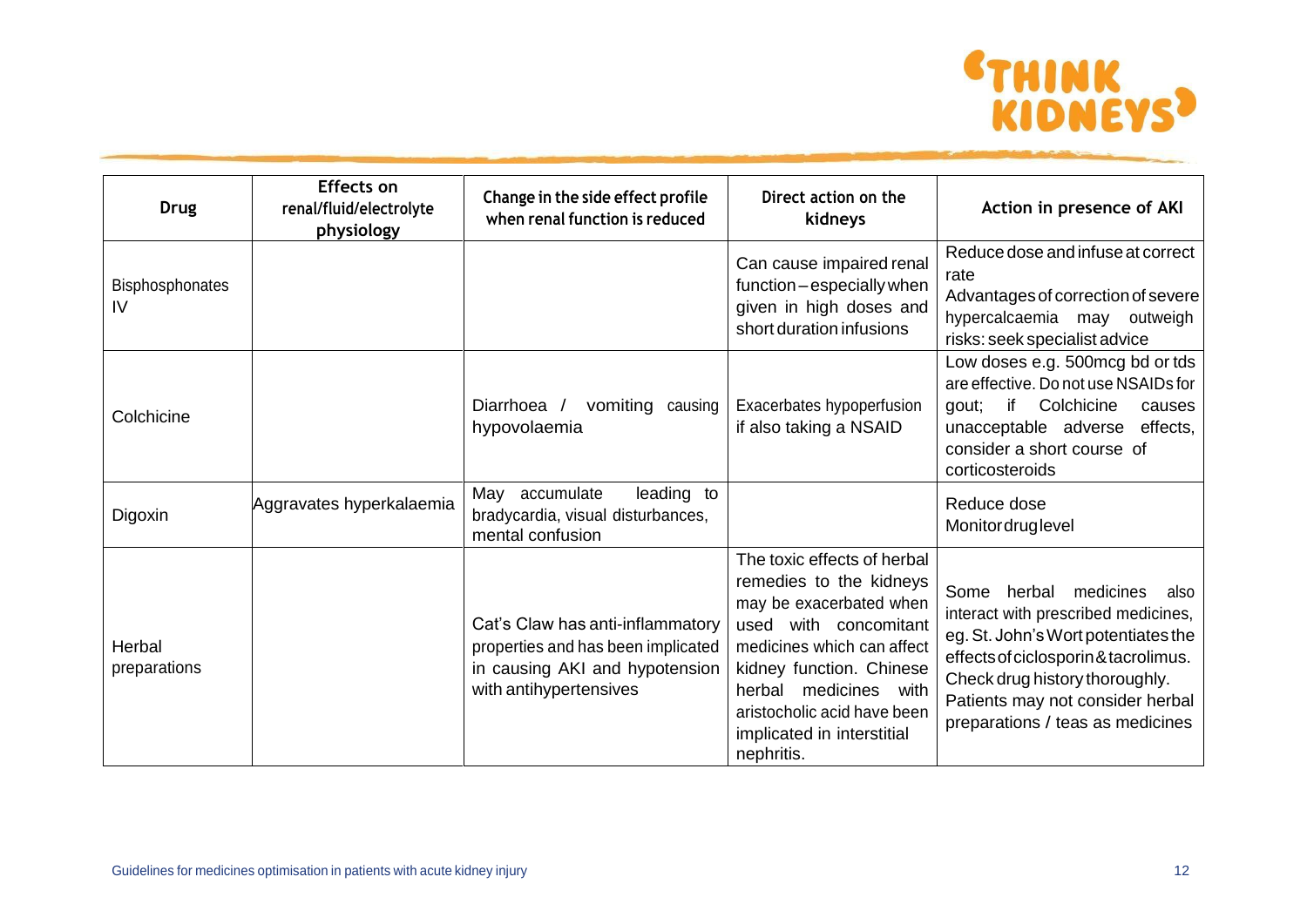| Drug | Effects on renal/fluid/electrolyte physiology | Change in the side effect profile when renal function is reduced | Direct action on the kidneys | Action in presence of AKI |
|---|---|---|---|---|
| Bisphosphonates IV | | | Can cause impaired renal function – especially when given in high doses and short duration infusions | Reduce dose and infuse at correct rate<br>Advantages of correction of severe hypercalcaemia may outweigh risks: seek specialist advice |
| Colchicine | | Diarrhoea / vomiting causing hypovolaemia | Exacerbates hypoperfusion if also taking a NSAID | Low doses e.g. 500mcg bd or tds are effective. Do not use NSAIDs for gout; if Colchicine causes unacceptable adverse effects, consider a short course of corticosteroids |
| Digoxin | Aggravates hyperkalaemia | May accumulate leading to bradycardia, visual disturbances, mental confusion | | Reduce dose<br>Monitor drug level |
| Herbal preparations | | Cat's Claw has anti-inflammatory properties and has been implicated in causing AKI and hypotension with antihypertensives | The toxic effects of herbal remedies to the kidneys may be exacerbated when used with concomitant medicines which can affect kidney function. Chinese herbal medicines with aristocholic acid have been implicated in interstitial nephritis. | Some herbal medicines also interact with prescribed medicines, eg. St. John's Wort potentiates the effects of ciclosporin & tacrolimus. Check drug history thoroughly. Patients may not consider herbal preparations / teas as medicines |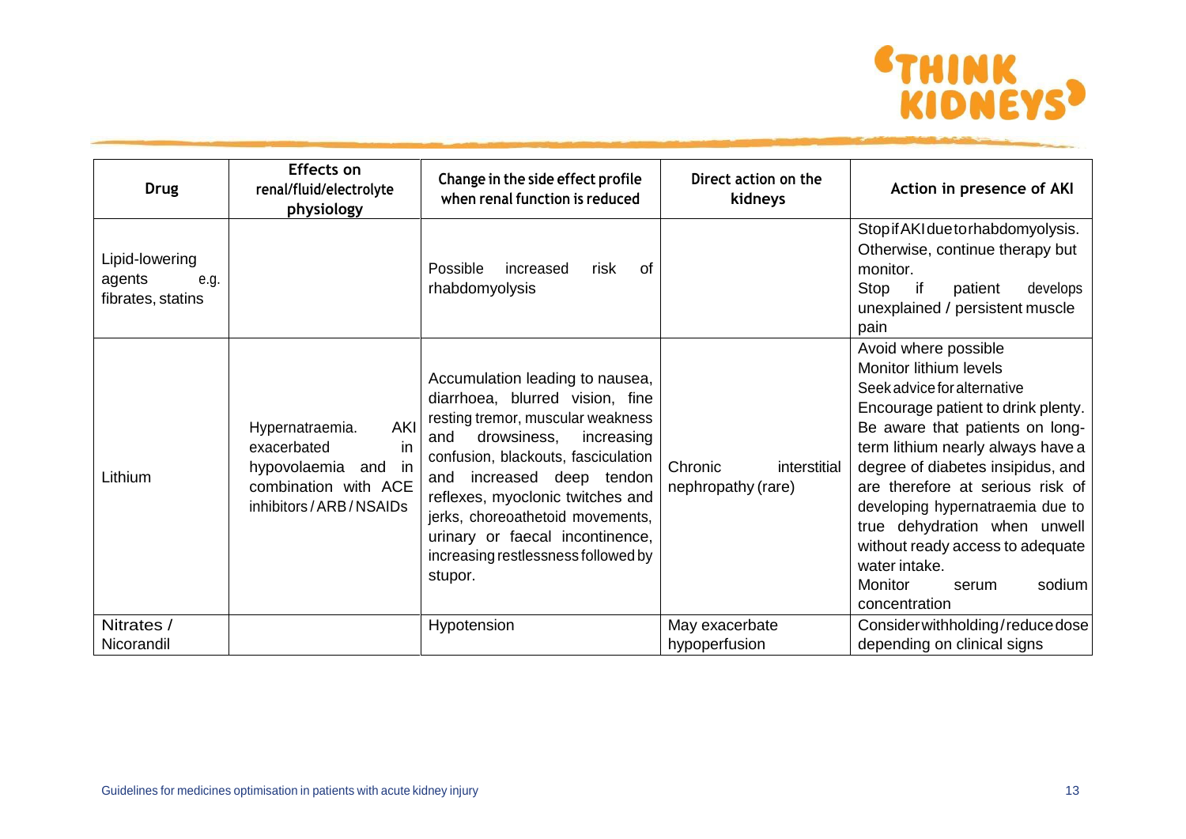| Drug | Effects on renal/fluid/electrolyte physiology | Change in the side effect profile when renal function is reduced | Direct action on the kidneys | Action in presence of AKI |
|---|---|---|---|---|
| Lipid-lowering agents e.g. fibrates, statins | | Possible increased risk of rhabdomyolysis | | Stop if AKI due to rhabdomyolysis. Otherwise, continue therapy but monitor. Stop if patient develops unexplained / persistent muscle pain |
| Lithium | Hypernatraemia. AKI exacerbated in hypovolaemia and in combination with ACE inhibitors / ARB / NSAIDs | Accumulation leading to nausea, diarrhoea, blurred vision, fine resting tremor, muscular weakness and drowsiness, increasing confusion, blackouts, fasciculation and increased deep tendon reflexes, myoclonic twitches and jerks, choreoathetoid movements, urinary or faecal incontinence, increasing restlessness followed by stupor. | Chronic interstitial nephropathy (rare) | Avoid where possible<br>Monitor lithium levels<br>Seek advice for alternative<br>Encourage patient to drink plenty.<br>Be aware that patients on long-term lithium nearly always have a degree of diabetes insipidus, and are therefore at serious risk of developing hypernatraemia due to true dehydration when unwell without ready access to adequate water intake.<br>Monitor serum sodium concentration |
| Nitrates / Nicorandil | | Hypotension | May exacerbate hypoperfusion | Consider withholding / reduce dose depending on clinical signs |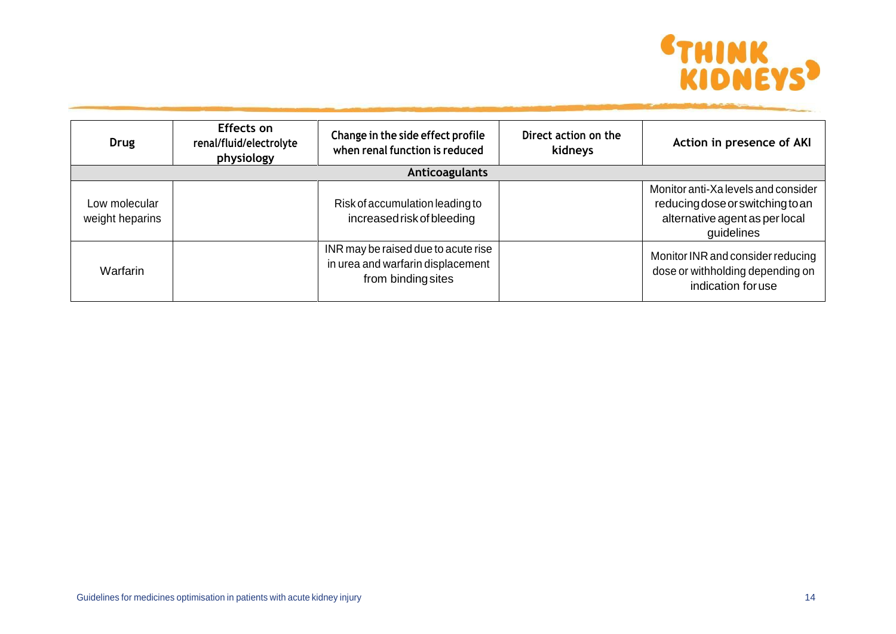| Drug | Effects on renal/fluid/electrolyte physiology | Change in the side effect profile when renal function is reduced | Direct action on the kidneys | Action in presence of AKI |
|---|---|---|---|---|
| **Anticoagulants** | | | | |
| Low molecular weight heparins | | Risk of accumulation leading to increased risk of bleeding | | Monitor anti-Xa levels and consider reducing dose or switching to an alternative agent as per local guidelines |
| Warfarin | | INR may be raised due to acute rise in urea and warfarin displacement from binding sites | | Monitor INR and consider reducing dose or withholding depending on indication for use |